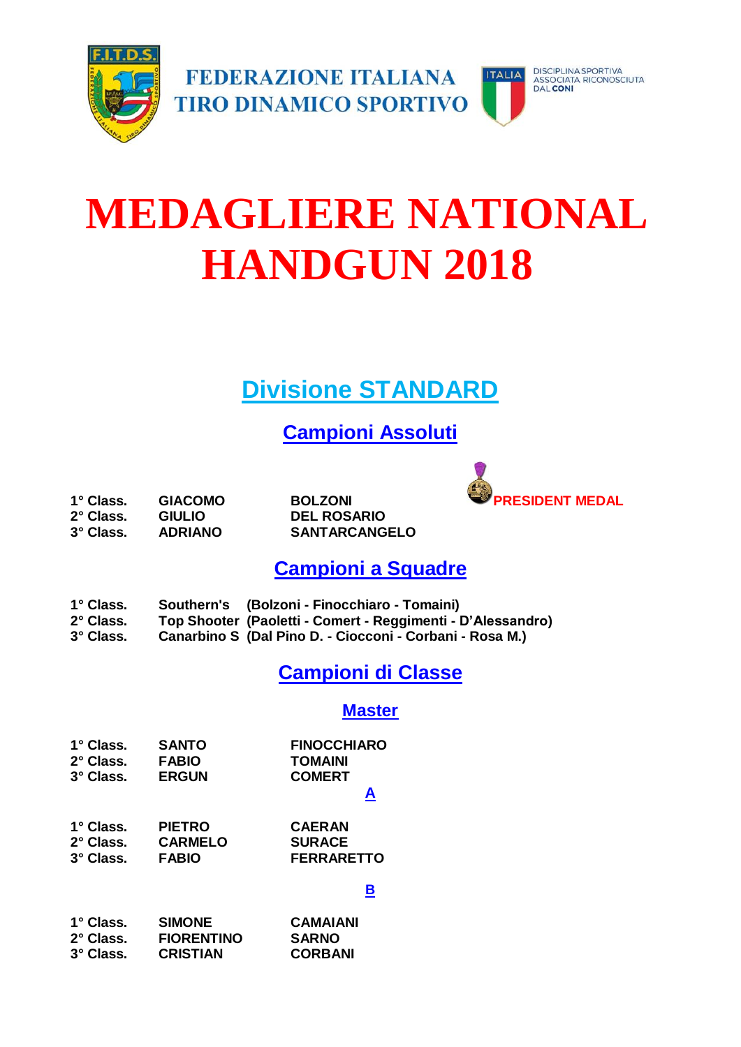FEDERAZIONE ITALIANA TIRO DINAMICO SPORTIVO

DISCIPLINA SPORTIVA ASSOCIATA RICONOSCIUTA DAL CONI

# MEDAGLIERE NATIONAL HANDGUN 2018

## Divisione STANDARD

### Campioni Assoluti

| | | | |
|---|---|---|---|
| 1° Class. | GIACOMO | BOLZONI | PRESIDENT MEDAL |
| 2° Class. | GIULIO | DEL ROSARIO | |
| 3° Class. | ADRIANO | SANTARCANGELO | |

### Campioni a Squadre

| | | |
|---|---|---|
| 1° Class. | Southern's | (Bolzoni - Finocchiaro - Tomaini) |
| 2° Class. | Top Shooter | (Paoletti - Comert - Reggimenti - D'Alessandro) |
| 3° Class. | Canarbino S | (Dal Pino D. - Ciocconi - Corbani - Rosa M.) |

### Campioni di Classe

#### Master

| | | |
|---|---|---|
| 1° Class. | SANTO | FINOCCHIARO |
| 2° Class. | FABIO | TOMAINI |
| 3° Class. | ERGUN | COMERT |

#### A

| | | |
|---|---|---|
| 1° Class. | PIETRO | CAERAN |
| 2° Class. | CARMELO | SURACE |
| 3° Class. | FABIO | FERRARETTO |

#### B

| | | |
|---|---|---|
| 1° Class. | SIMONE | CAMAIANI |
| 2° Class. | FIORENTINO | SARNO |
| 3° Class. | CRISTIAN | CORBANI |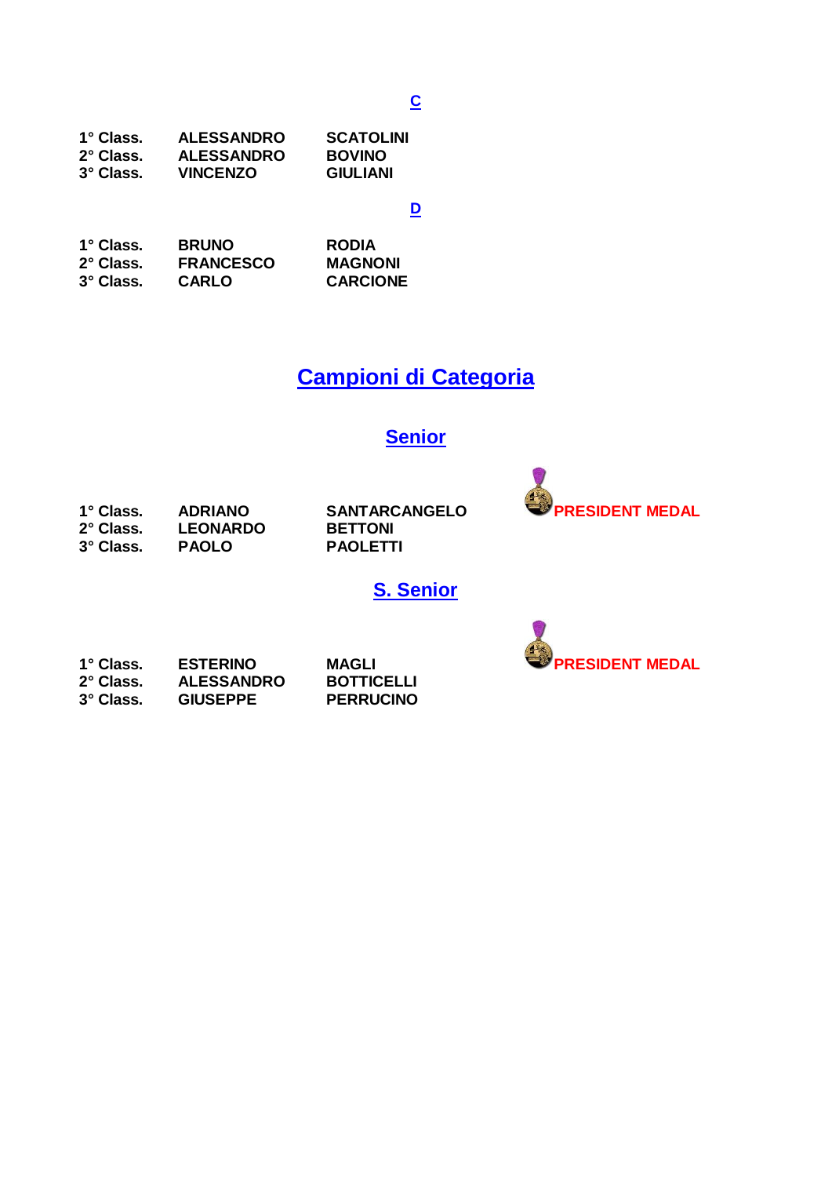### C

| | | |
|---|---|---|
| 1° Class. | ALESSANDRO | SCATOLINI |
| 2° Class. | ALESSANDRO | BOVINO |
| 3° Class. | VINCENZO | GIULIANI |

### D

| | | |
|---|---|---|
| 1° Class. | BRUNO | RODIA |
| 2° Class. | FRANCESCO | MAGNONI |
| 3° Class. | CARLO | CARCIONE |

## Campioni di Categoria

### Senior

| | | | |
|---|---|---|---|
| 1° Class. | ADRIANO | SANTARCANGELO | PRESIDENT MEDAL |
| 2° Class. | LEONARDO | BETTONI | |
| 3° Class. | PAOLO | PAOLETTI | |

### S. Senior

| | | | |
|---|---|---|---|
| 1° Class. | ESTERINO | MAGLI | PRESIDENT MEDAL |
| 2° Class. | ALESSANDRO | BOTTICELLI | |
| 3° Class. | GIUSEPPE | PERRUCINO | |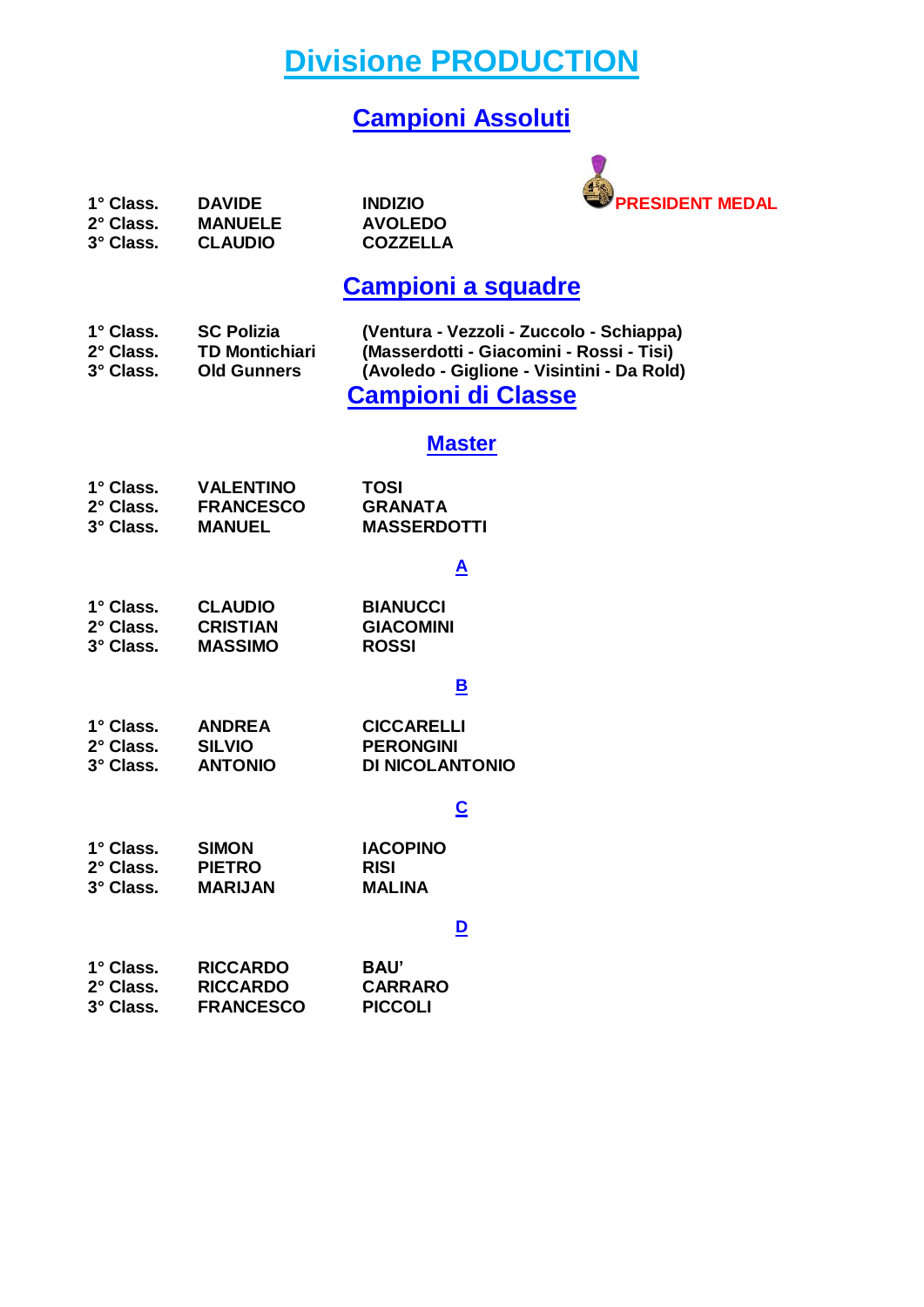# Divisione PRODUCTION

## Campioni Assoluti

| | | | |
|---|---|---|---|
| **1° Class.** | **DAVIDE** | **INDIZIO** | **PRESIDENT MEDAL** |
| **2° Class.** | **MANUELE** | **AVOLEDO** | |
| **3° Class.** | **CLAUDIO** | **COZZELLA** | |

## Campioni a squadre

| | | |
|---|---|---|
| **1° Class.** | **SC Polizia** | **(Ventura - Vezzoli - Zuccolo - Schiappa)** |
| **2° Class.** | **TD Montichiari** | **(Masserdotti - Giacomini - Rossi - Tisi)** |
| **3° Class.** | **Old Gunners** | **(Avoledo - Giglione - Visintini - Da Rold)** |

## Campioni di Classe

### Master

| | | |
|---|---|---|
| **1° Class.** | **VALENTINO** | **TOSI** |
| **2° Class.** | **FRANCESCO** | **GRANATA** |
| **3° Class.** | **MANUEL** | **MASSERDOTTI** |

### A

| | | |
|---|---|---|
| **1° Class.** | **CLAUDIO** | **BIANUCCI** |
| **2° Class.** | **CRISTIAN** | **GIACOMINI** |
| **3° Class.** | **MASSIMO** | **ROSSI** |

### B

| | | |
|---|---|---|
| **1° Class.** | **ANDREA** | **CICCARELLI** |
| **2° Class.** | **SILVIO** | **PERONGINI** |
| **3° Class.** | **ANTONIO** | **DI NICOLANTONIO** |

### C

| | | |
|---|---|---|
| **1° Class.** | **SIMON** | **IACOPINO** |
| **2° Class.** | **PIETRO** | **RISI** |
| **3° Class.** | **MARIJAN** | **MALINA** |

### D

| | | |
|---|---|---|
| **1° Class.** | **RICCARDO** | **BAU'** |
| **2° Class.** | **RICCARDO** | **CARRARO** |
| **3° Class.** | **FRANCESCO** | **PICCOLI** |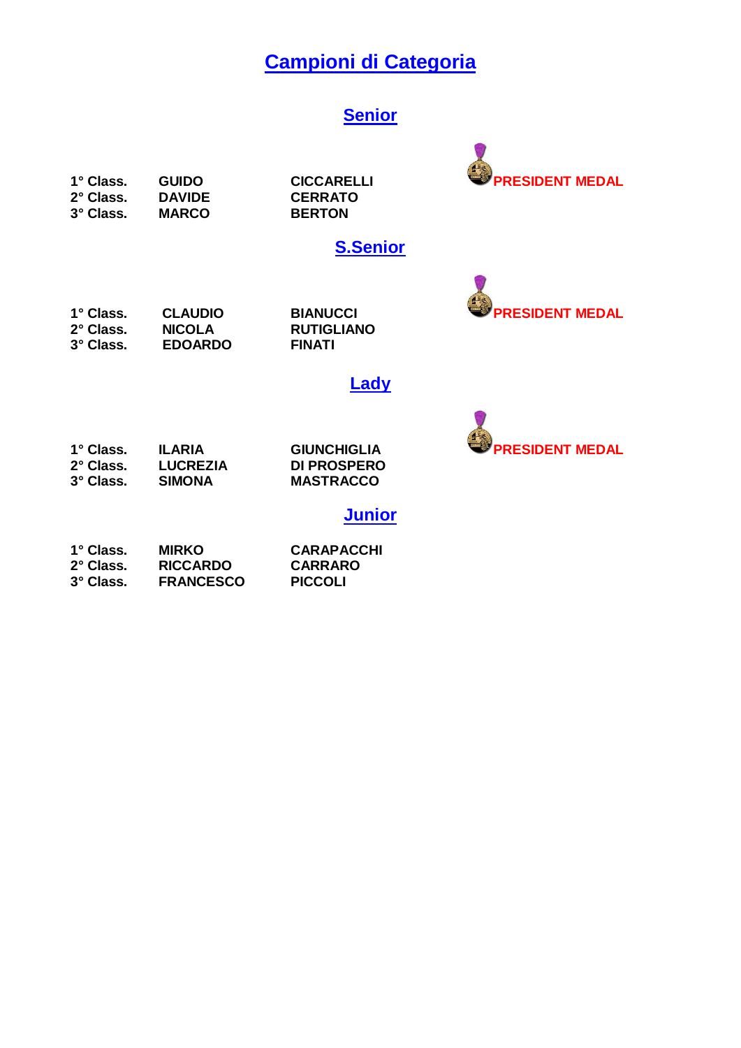# Campioni di Categoria

## Senior

| | | | |
|---|---|---|---|
| **1° Class.** | **GUIDO** | **CICCARELLI** | PRESIDENT MEDAL |
| **2° Class.** | **DAVIDE** | **CERRATO** | |
| **3° Class.** | **MARCO** | **BERTON** | |

## S.Senior

| | | | |
|---|---|---|---|
| **1° Class.** | **CLAUDIO** | **BIANUCCI** | PRESIDENT MEDAL |
| **2° Class.** | **NICOLA** | **RUTIGLIANO** | |
| **3° Class.** | **EDOARDO** | **FINATI** | |

## Lady

| | | | |
|---|---|---|---|
| **1° Class.** | **ILARIA** | **GIUNCHIGLIA** | PRESIDENT MEDAL |
| **2° Class.** | **LUCREZIA** | **DI PROSPERO** | |
| **3° Class.** | **SIMONA** | **MASTRACCO** | |

## Junior

| | | |
|---|---|---|
| **1° Class.** | **MIRKO** | **CARAPACCHI** |
| **2° Class.** | **RICCARDO** | **CARRARO** |
| **3° Class.** | **FRANCESCO** | **PICCOLI** |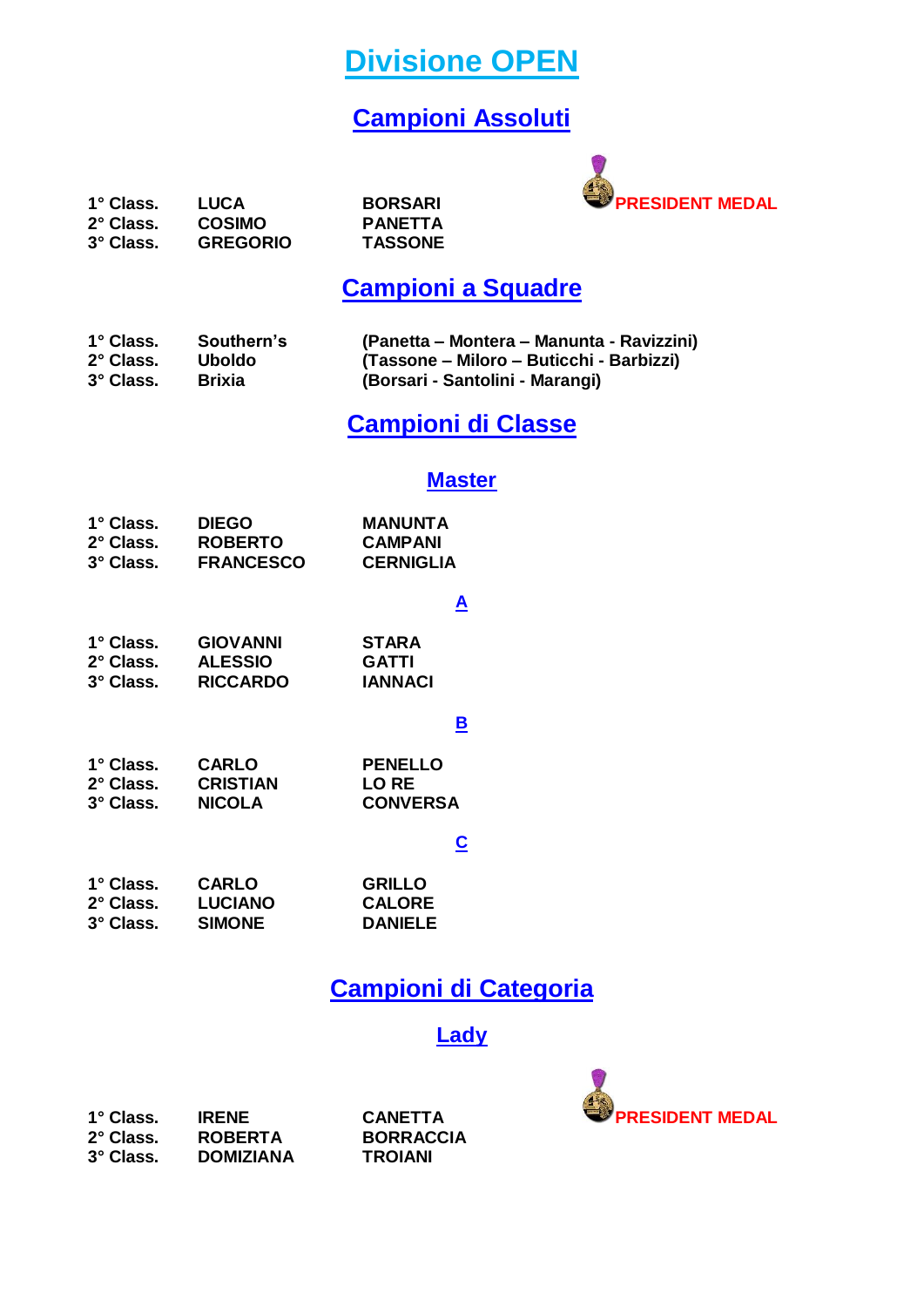# Divisione OPEN

## Campioni Assoluti

| | | | |
|---|---|---|---|
| 1° Class. | LUCA | BORSARI | PRESIDENT MEDAL |
| 2° Class. | COSIMO | PANETTA | |
| 3° Class. | GREGORIO | TASSONE | |

## Campioni a Squadre

| | | |
|---|---|---|
| 1° Class. | Southern's | (Panetta – Montera – Manunta - Ravizzini) |
| 2° Class. | Uboldo | (Tassone – Miloro – Buticchi - Barbizzi) |
| 3° Class. | Brixia | (Borsari - Santolini - Marangi) |

## Campioni di Classe

### Master

| | | |
|---|---|---|
| 1° Class. | DIEGO | MANUNTA |
| 2° Class. | ROBERTO | CAMPANI |
| 3° Class. | FRANCESCO | CERNIGLIA |

### A

| | | |
|---|---|---|
| 1° Class. | GIOVANNI | STARA |
| 2° Class. | ALESSIO | GATTI |
| 3° Class. | RICCARDO | IANNACI |

### B

| | | |
|---|---|---|
| 1° Class. | CARLO | PENELLO |
| 2° Class. | CRISTIAN | LO RE |
| 3° Class. | NICOLA | CONVERSA |

### C

| | | |
|---|---|---|
| 1° Class. | CARLO | GRILLO |
| 2° Class. | LUCIANO | CALORE |
| 3° Class. | SIMONE | DANIELE |

## Campioni di Categoria

### Lady

| | | | |
|---|---|---|---|
| 1° Class. | IRENE | CANETTA | PRESIDENT MEDAL |
| 2° Class. | ROBERTA | BORRACCIA | |
| 3° Class. | DOMIZIANA | TROIANI | |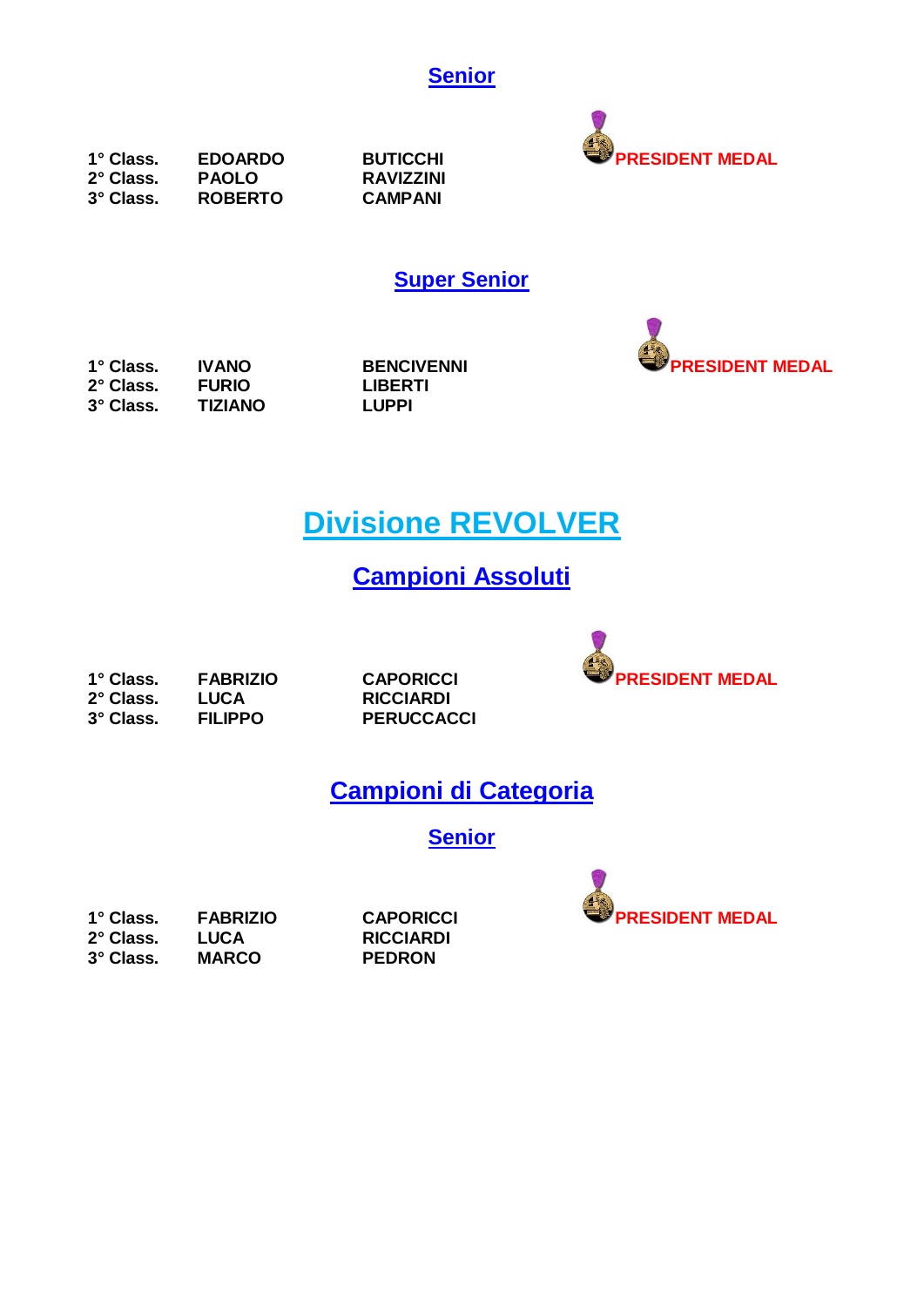## Senior

| | | | |
|---|---|---|---|
| 1° Class. | EDOARDO | BUTICCHI | PRESIDENT MEDAL |
| 2° Class. | PAOLO | RAVIZZINI | |
| 3° Class. | ROBERTO | CAMPANI | |

## Super Senior

| | | | |
|---|---|---|---|
| 1° Class. | IVANO | BENCIVENNI | PRESIDENT MEDAL |
| 2° Class. | FURIO | LIBERTI | |
| 3° Class. | TIZIANO | LUPPI | |

# Divisione REVOLVER

## Campioni Assoluti

| | | | |
|---|---|---|---|
| 1° Class. | FABRIZIO | CAPORICCI | PRESIDENT MEDAL |
| 2° Class. | LUCA | RICCIARDI | |
| 3° Class. | FILIPPO | PERUCCACCI | |

## Campioni di Categoria

### Senior

| | | | |
|---|---|---|---|
| 1° Class. | FABRIZIO | CAPORICCI | PRESIDENT MEDAL |
| 2° Class. | LUCA | RICCIARDI | |
| 3° Class. | MARCO | PEDRON | |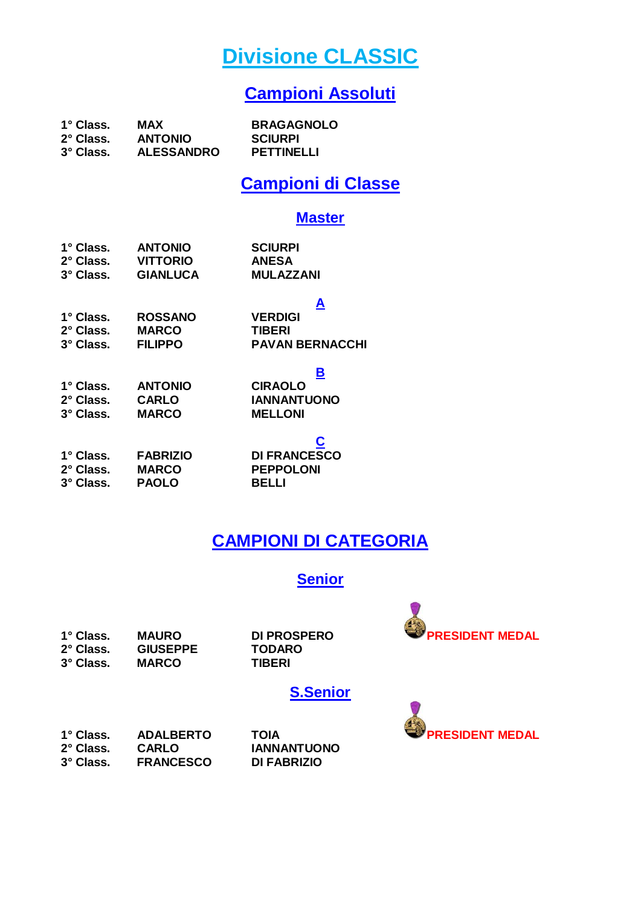# Divisione CLASSIC

## Campioni Assoluti

| | | |
|---|---|---|
| 1° Class. | MAX | BRAGAGNOLO |
| 2° Class. | ANTONIO | SCIURPI |
| 3° Class. | ALESSANDRO | PETTINELLI |

## Campioni di Classe

### Master

| | | |
|---|---|---|
| 1° Class. | ANTONIO | SCIURPI |
| 2° Class. | VITTORIO | ANESA |
| 3° Class. | GIANLUCA | MULAZZANI |

### A

| | | |
|---|---|---|
| 1° Class. | ROSSANO | VERDIGI |
| 2° Class. | MARCO | TIBERI |
| 3° Class. | FILIPPO | PAVAN BERNACCHI |

### B

| | | |
|---|---|---|
| 1° Class. | ANTONIO | CIRAOLO |
| 2° Class. | CARLO | IANNANTUONO |
| 3° Class. | MARCO | MELLONI |

### C

| | | |
|---|---|---|
| 1° Class. | FABRIZIO | DI FRANCESCO |
| 2° Class. | MARCO | PEPPOLONI |
| 3° Class. | PAOLO | BELLI |

## CAMPIONI DI CATEGORIA

### Senior

| | | | |
|---|---|---|---|
| 1° Class. | MAURO | DI PROSPERO | PRESIDENT MEDAL |
| 2° Class. | GIUSEPPE | TODARO | |
| 3° Class. | MARCO | TIBERI | |

### S.Senior

| | | | |
|---|---|---|---|
| 1° Class. | ADALBERTO | TOIA | PRESIDENT MEDAL |
| 2° Class. | CARLO | IANNANTUONO | |
| 3° Class. | FRANCESCO | DI FABRIZIO | |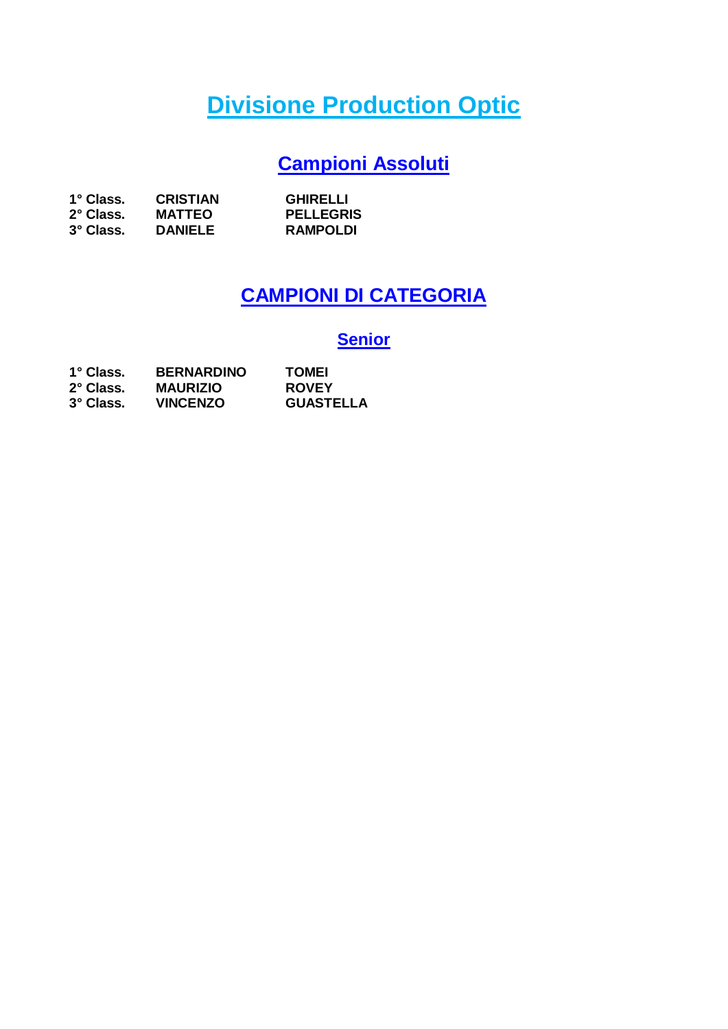# Divisione Production Optic

## Campioni Assoluti

| | | |
|---|---|---|
| **1° Class.** | **CRISTIAN** | **GHIRELLI** |
| **2° Class.** | **MATTEO** | **PELLEGRIS** |
| **3° Class.** | **DANIELE** | **RAMPOLDI** |

## CAMPIONI DI CATEGORIA

### Senior

| | | |
|---|---|---|
| **1° Class.** | **BERNARDINO** | **TOMEI** |
| **2° Class.** | **MAURIZIO** | **ROVEY** |
| **3° Class.** | **VINCENZO** | **GUASTELLA** |